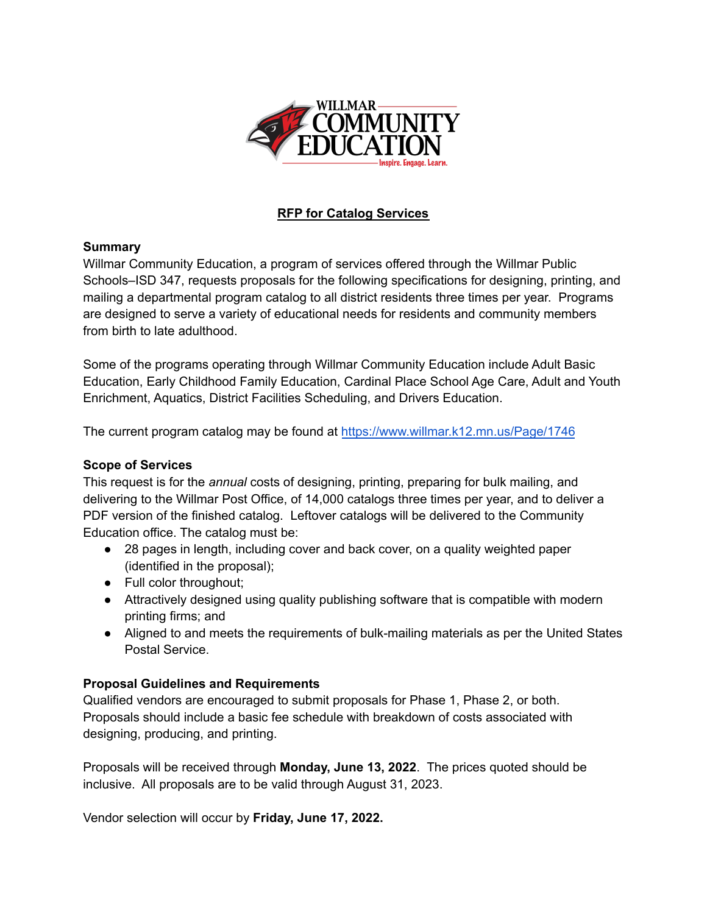# RFP for Catalog Services

**Summary**

Willmar Community Education, a program of services offered through the Willmar Public Schools–ISD 347, requests proposals for the following specifications for designing, printing, and mailing a departmental program catalog to all district residents three times per year. Programs are designed to serve a variety of educational needs for residents and community members from birth to late adulthood.

Some of the programs operating through Willmar Community Education include Adult Basic Education, Early Childhood Family Education, Cardinal Place School Age Care, Adult and Youth Enrichment, Aquatics, District Facilities Scheduling, and Drivers Education.

The current program catalog may be found at https://www.willmar.k12.mn.us/Page/1746

**Scope of Services**

This request is for the *annual* costs of designing, printing, preparing for bulk mailing, and delivering to the Willmar Post Office, of 14,000 catalogs three times per year, and to deliver a PDF version of the finished catalog. Leftover catalogs will be delivered to the Community Education office. The catalog must be:

- 28 pages in length, including cover and back cover, on a quality weighted paper (identified in the proposal);
- Full color throughout;
- Attractively designed using quality publishing software that is compatible with modern printing firms; and
- Aligned to and meets the requirements of bulk-mailing materials as per the United States Postal Service.

**Proposal Guidelines and Requirements**

Qualified vendors are encouraged to submit proposals for Phase 1, Phase 2, or both. Proposals should include a basic fee schedule with breakdown of costs associated with designing, producing, and printing.

Proposals will be received through **Monday, June 13, 2022**. The prices quoted should be inclusive. All proposals are to be valid through August 31, 2023.

Vendor selection will occur by **Friday, June 17, 2022.**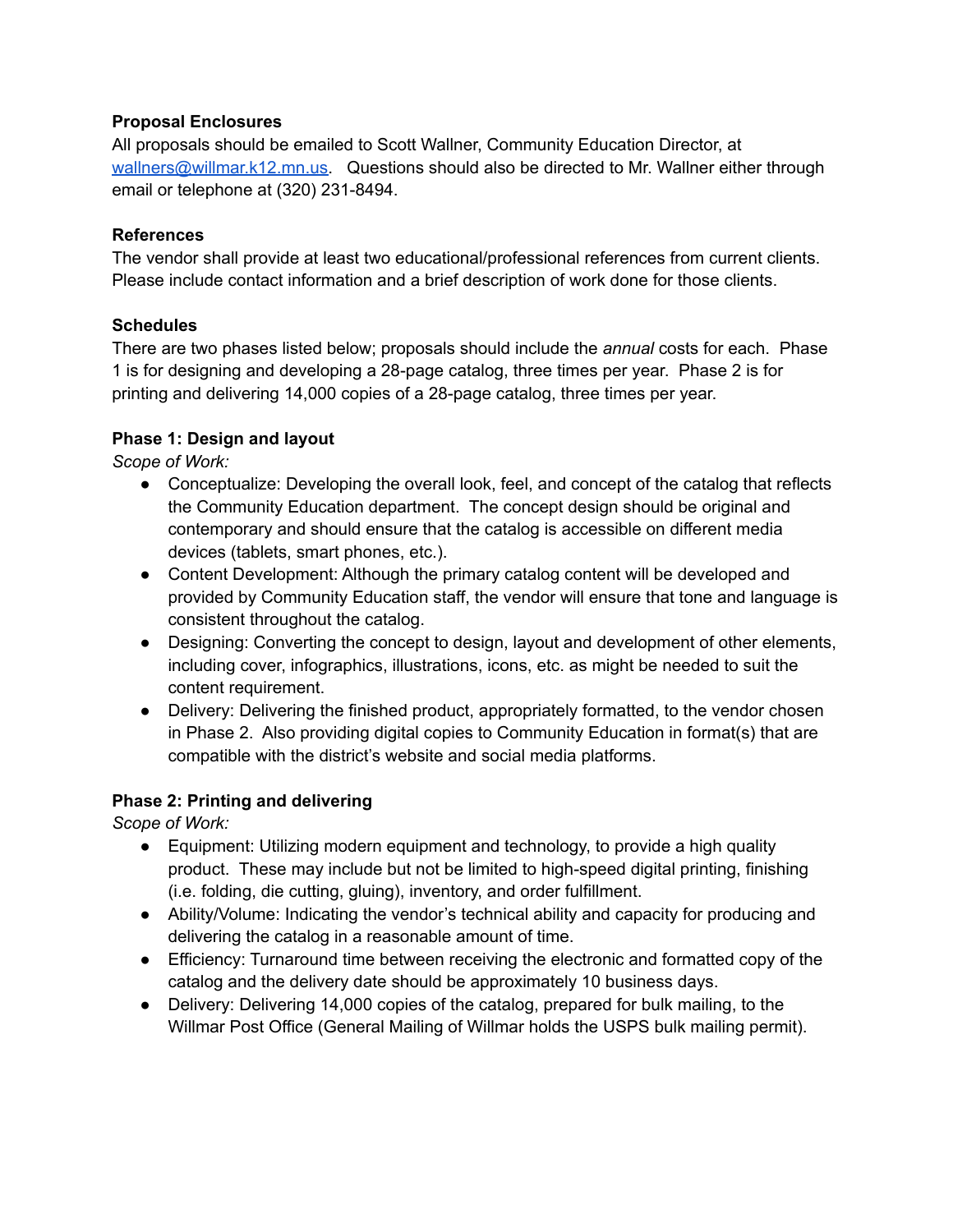**Proposal Enclosures**

All proposals should be emailed to Scott Wallner, Community Education Director, at wallners@willmar.k12.mn.us. Questions should also be directed to Mr. Wallner either through email or telephone at (320) 231-8494.

**References**

The vendor shall provide at least two educational/professional references from current clients. Please include contact information and a brief description of work done for those clients.

**Schedules**

There are two phases listed below; proposals should include the *annual* costs for each. Phase 1 is for designing and developing a 28-page catalog, three times per year. Phase 2 is for printing and delivering 14,000 copies of a 28-page catalog, three times per year.

**Phase 1: Design and layout**

*Scope of Work:*

- Conceptualize: Developing the overall look, feel, and concept of the catalog that reflects the Community Education department. The concept design should be original and contemporary and should ensure that the catalog is accessible on different media devices (tablets, smart phones, etc.).
- Content Development: Although the primary catalog content will be developed and provided by Community Education staff, the vendor will ensure that tone and language is consistent throughout the catalog.
- Designing: Converting the concept to design, layout and development of other elements, including cover, infographics, illustrations, icons, etc. as might be needed to suit the content requirement.
- Delivery: Delivering the finished product, appropriately formatted, to the vendor chosen in Phase 2. Also providing digital copies to Community Education in format(s) that are compatible with the district's website and social media platforms.

**Phase 2: Printing and delivering**

*Scope of Work:*

- Equipment: Utilizing modern equipment and technology, to provide a high quality product. These may include but not be limited to high-speed digital printing, finishing (i.e. folding, die cutting, gluing), inventory, and order fulfillment.
- Ability/Volume: Indicating the vendor's technical ability and capacity for producing and delivering the catalog in a reasonable amount of time.
- Efficiency: Turnaround time between receiving the electronic and formatted copy of the catalog and the delivery date should be approximately 10 business days.
- Delivery: Delivering 14,000 copies of the catalog, prepared for bulk mailing, to the Willmar Post Office (General Mailing of Willmar holds the USPS bulk mailing permit).